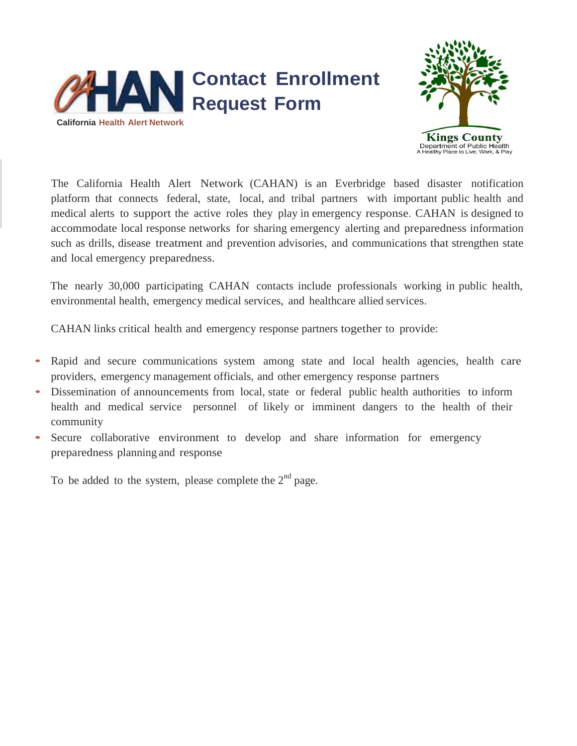# Contact Enrollment Request Form

California Health Alert Network

Kings County
Department of Public Health
A Healthy Place to Live, Work, & Play

The California Health Alert Network (CAHAN) is an Everbridge based disaster notification platform that connects federal, state, local, and tribal partners with important public health and medical alerts to support the active roles they play in emergency response. CAHAN is designed to accommodate local response networks for sharing emergency alerting and preparedness information such as drills, disease treatment and prevention advisories, and communications that strengthen state and local emergency preparedness.

The nearly 30,000 participating CAHAN contacts include professionals working in public health, environmental health, emergency medical services, and healthcare allied services.

CAHAN links critical health and emergency response partners together to provide:

- Rapid and secure communications system among state and local health agencies, health care providers, emergency management officials, and other emergency response partners
- Dissemination of announcements from local, state or federal public health authorities to inform health and medical service personnel of likely or imminent dangers to the health of their community
- Secure collaborative environment to develop and share information for emergency preparedness planning and response

To be added to the system, please complete the 2nd page.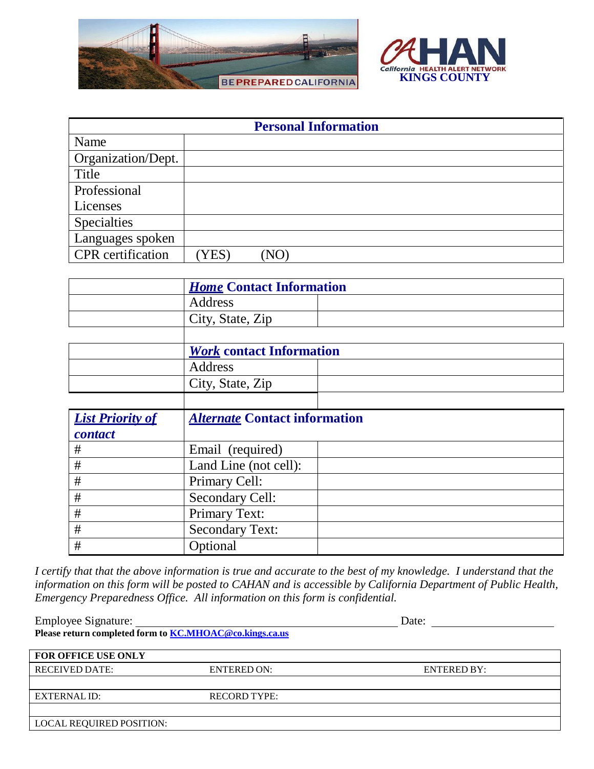BE PREPARED CALIFORNIA

CAHAN California HEALTH ALERT NETWORK
KINGS COUNTY

| **Personal Information** | |
|---|---|
| Name | |
| Organization/Dept. | |
| Title | |
| Professional Licenses | |
| Specialties | |
| Languages spoken | |
| CPR certification | (YES) (NO) |

| | ***Home*** **Contact Information** | |
|---|---|---|
| | Address | |
| | City, State, Zip | |
| | | |
| | ***Work*** **contact Information** | |
| | Address | |
| | City, State, Zip | |
| | | |
| ***List Priority of contact*** | ***Alternate*** **Contact information** | |
| # | Email (required) | |
| # | Land Line (not cell): | |
| # | Primary Cell: | |
| # | Secondary Cell: | |
| # | Primary Text: | |
| # | Secondary Text: | |
| # | Optional | |

*I certify that that the above information is true and accurate to the best of my knowledge. I understand that the information on this form will be posted to CAHAN and is accessible by California Department of Public Health, Emergency Preparedness Office. All information on this form is confidential.*

Employee Signature: ______________________________ Date: ____________________

**Please return completed form to [KC.MHOAC@co.kings.ca.us](mailto:KC.MHOAC@co.kings.ca.us)**

| **FOR OFFICE USE ONLY** | | |
|---|---|---|
| RECEIVED DATE: | ENTERED ON: | ENTERED BY: |
| | | |
| EXTERNAL ID: | RECORD TYPE: | |
| | | |
| LOCAL REQUIRED POSITION: | | |